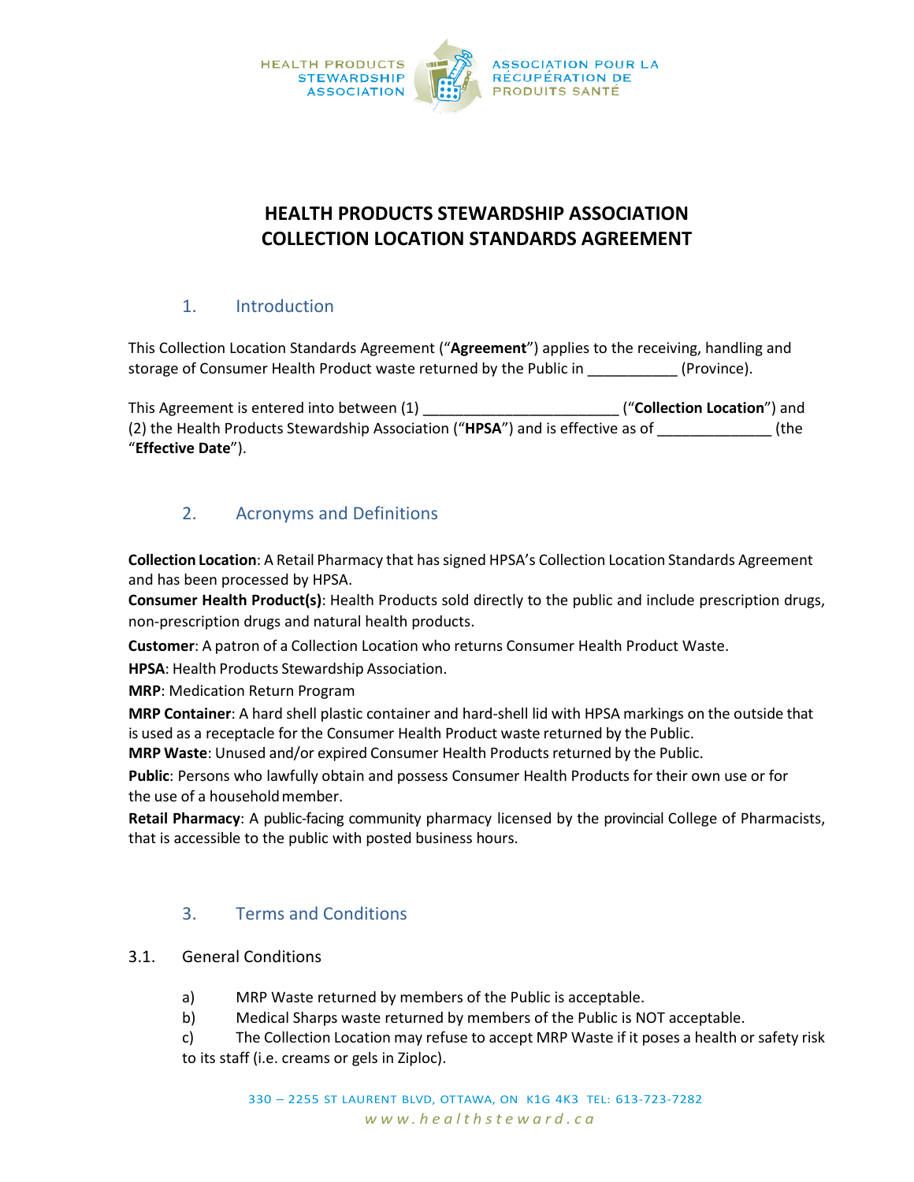HEALTH PRODUCTS STEWARDSHIP ASSOCIATION

ASSOCIATION POUR LA RÉCUPÉRATION DE PRODUITS SANTÉ

# HEALTH PRODUCTS STEWARDSHIP ASSOCIATION COLLECTION LOCATION STANDARDS AGREEMENT

## 1. Introduction

This Collection Location Standards Agreement ("**Agreement**") applies to the receiving, handling and storage of Consumer Health Product waste returned by the Public in ___________ (Province).

This Agreement is entered into between (1) ________________________ ("**Collection Location**") and (2) the Health Products Stewardship Association ("**HPSA**") and is effective as of ______________ (the "**Effective Date**").

## 2. Acronyms and Definitions

**Collection Location**: A Retail Pharmacy that has signed HPSA's Collection Location Standards Agreement and has been processed by HPSA.

**Consumer Health Product(s)**: Health Products sold directly to the public and include prescription drugs, non-prescription drugs and natural health products.

**Customer**: A patron of a Collection Location who returns Consumer Health Product Waste.

**HPSA**: Health Products Stewardship Association.

**MRP**: Medication Return Program

**MRP Container**: A hard shell plastic container and hard-shell lid with HPSA markings on the outside that is used as a receptacle for the Consumer Health Product waste returned by the Public.

**MRP Waste**: Unused and/or expired Consumer Health Products returned by the Public.

**Public**: Persons who lawfully obtain and possess Consumer Health Products for their own use or for the use of a household member.

**Retail Pharmacy**: A public-facing community pharmacy licensed by the provincial College of Pharmacists, that is accessible to the public with posted business hours.

## 3. Terms and Conditions

### 3.1. General Conditions

a) MRP Waste returned by members of the Public is acceptable.

b) Medical Sharps waste returned by members of the Public is NOT acceptable.

c) The Collection Location may refuse to accept MRP Waste if it poses a health or safety risk to its staff (i.e. creams or gels in Ziploc).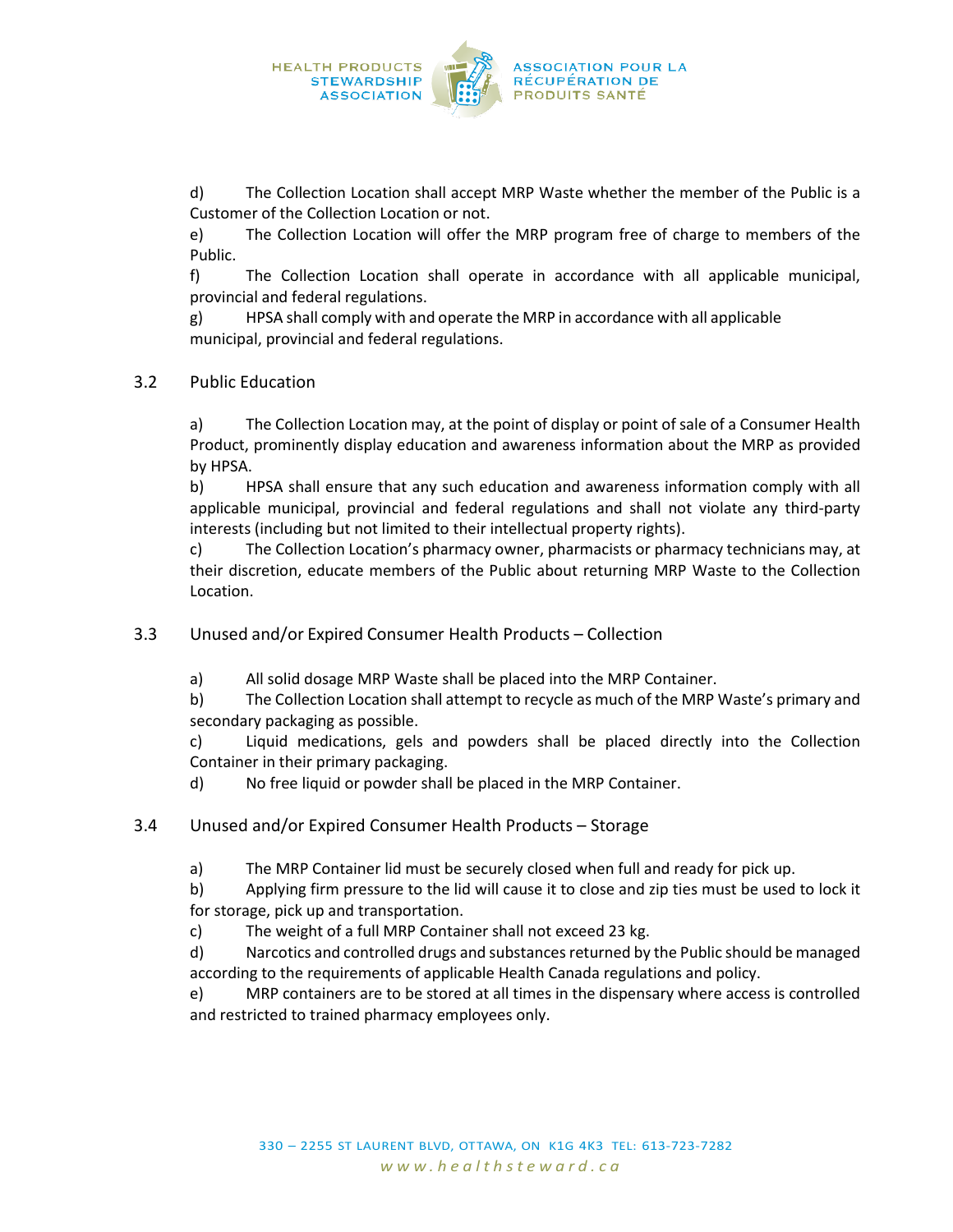d) The Collection Location shall accept MRP Waste whether the member of the Public is a Customer of the Collection Location or not.

e) The Collection Location will offer the MRP program free of charge to members of the Public.

f) The Collection Location shall operate in accordance with all applicable municipal, provincial and federal regulations.

g) HPSA shall comply with and operate the MRP in accordance with all applicable municipal, provincial and federal regulations.

### 3.2 Public Education

a) The Collection Location may, at the point of display or point of sale of a Consumer Health Product, prominently display education and awareness information about the MRP as provided by HPSA.

b) HPSA shall ensure that any such education and awareness information comply with all applicable municipal, provincial and federal regulations and shall not violate any third-party interests (including but not limited to their intellectual property rights).

c) The Collection Location's pharmacy owner, pharmacists or pharmacy technicians may, at their discretion, educate members of the Public about returning MRP Waste to the Collection Location.

### 3.3 Unused and/or Expired Consumer Health Products – Collection

a) All solid dosage MRP Waste shall be placed into the MRP Container.

b) The Collection Location shall attempt to recycle as much of the MRP Waste's primary and secondary packaging as possible.

c) Liquid medications, gels and powders shall be placed directly into the Collection Container in their primary packaging.

d) No free liquid or powder shall be placed in the MRP Container.

### 3.4 Unused and/or Expired Consumer Health Products – Storage

a) The MRP Container lid must be securely closed when full and ready for pick up.

b) Applying firm pressure to the lid will cause it to close and zip ties must be used to lock it for storage, pick up and transportation.

c) The weight of a full MRP Container shall not exceed 23 kg.

d) Narcotics and controlled drugs and substances returned by the Public should be managed according to the requirements of applicable Health Canada regulations and policy.

e) MRP containers are to be stored at all times in the dispensary where access is controlled and restricted to trained pharmacy employees only.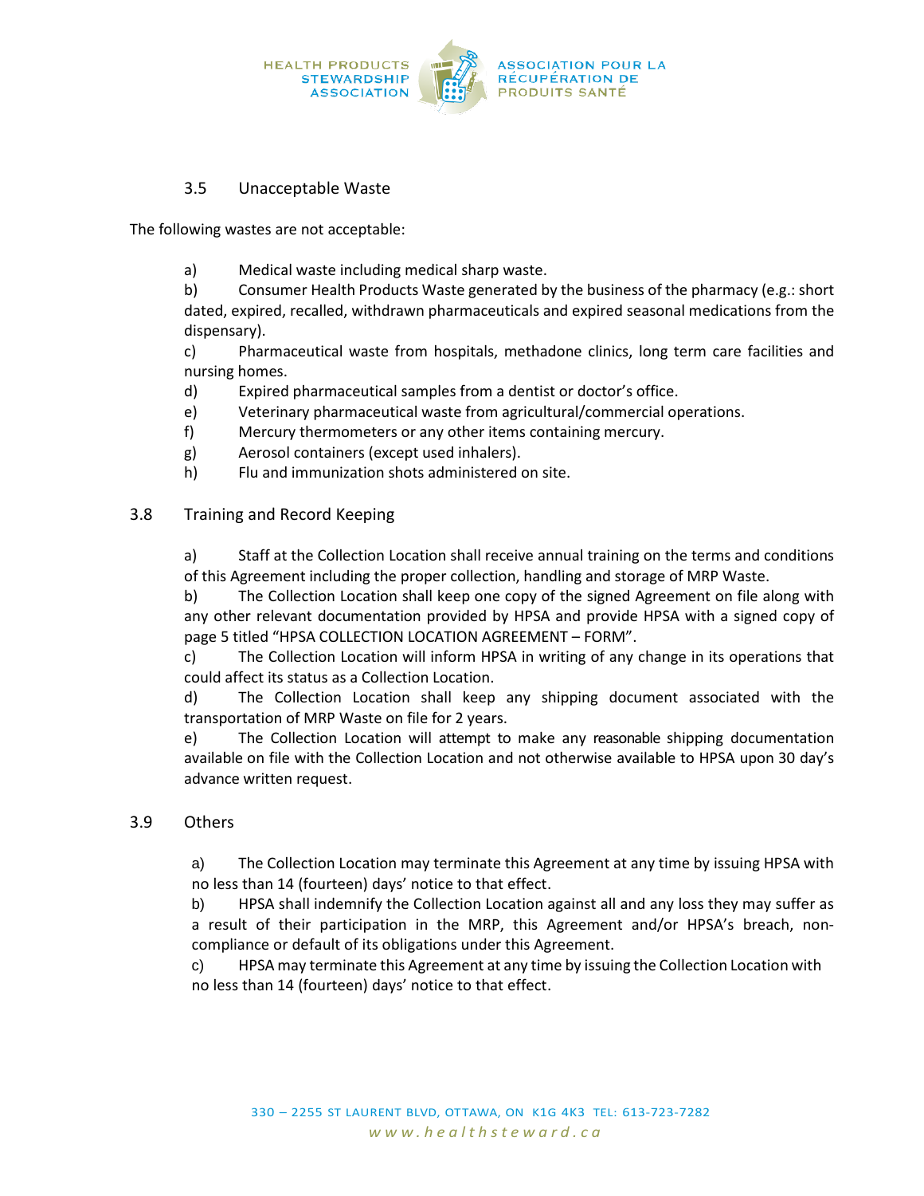### 3.5 Unacceptable Waste

The following wastes are not acceptable:

a) Medical waste including medical sharp waste.
b) Consumer Health Products Waste generated by the business of the pharmacy (e.g.: short dated, expired, recalled, withdrawn pharmaceuticals and expired seasonal medications from the dispensary).
c) Pharmaceutical waste from hospitals, methadone clinics, long term care facilities and nursing homes.
d) Expired pharmaceutical samples from a dentist or doctor's office.
e) Veterinary pharmaceutical waste from agricultural/commercial operations.
f) Mercury thermometers or any other items containing mercury.
g) Aerosol containers (except used inhalers).
h) Flu and immunization shots administered on site.

### 3.8 Training and Record Keeping

a) Staff at the Collection Location shall receive annual training on the terms and conditions of this Agreement including the proper collection, handling and storage of MRP Waste.
b) The Collection Location shall keep one copy of the signed Agreement on file along with any other relevant documentation provided by HPSA and provide HPSA with a signed copy of page 5 titled "HPSA COLLECTION LOCATION AGREEMENT – FORM".
c) The Collection Location will inform HPSA in writing of any change in its operations that could affect its status as a Collection Location.
d) The Collection Location shall keep any shipping document associated with the transportation of MRP Waste on file for 2 years.
e) The Collection Location will attempt to make any reasonable shipping documentation available on file with the Collection Location and not otherwise available to HPSA upon 30 day's advance written request.

### 3.9 Others

a) The Collection Location may terminate this Agreement at any time by issuing HPSA with no less than 14 (fourteen) days' notice to that effect.
b) HPSA shall indemnify the Collection Location against all and any loss they may suffer as a result of their participation in the MRP, this Agreement and/or HPSA's breach, non-compliance or default of its obligations under this Agreement.
c) HPSA may terminate this Agreement at any time by issuing the Collection Location with no less than 14 (fourteen) days' notice to that effect.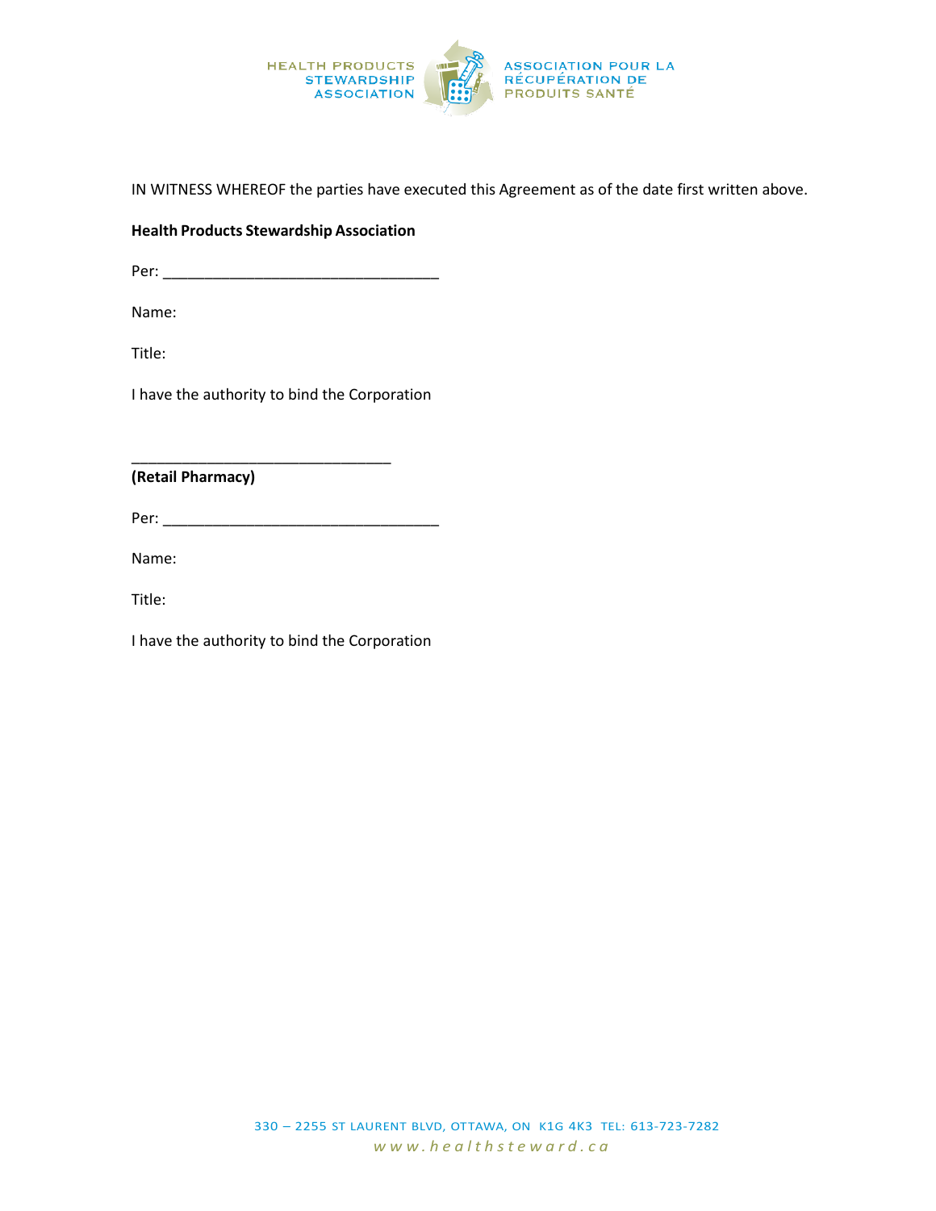IN WITNESS WHEREOF the parties have executed this Agreement as of the date first written above.

**Health Products Stewardship Association**

Per: ________________________________

Name:

Title:

I have the authority to bind the Corporation

______________________________

**(Retail Pharmacy)**

Per: ________________________________

Name:

Title:

I have the authority to bind the Corporation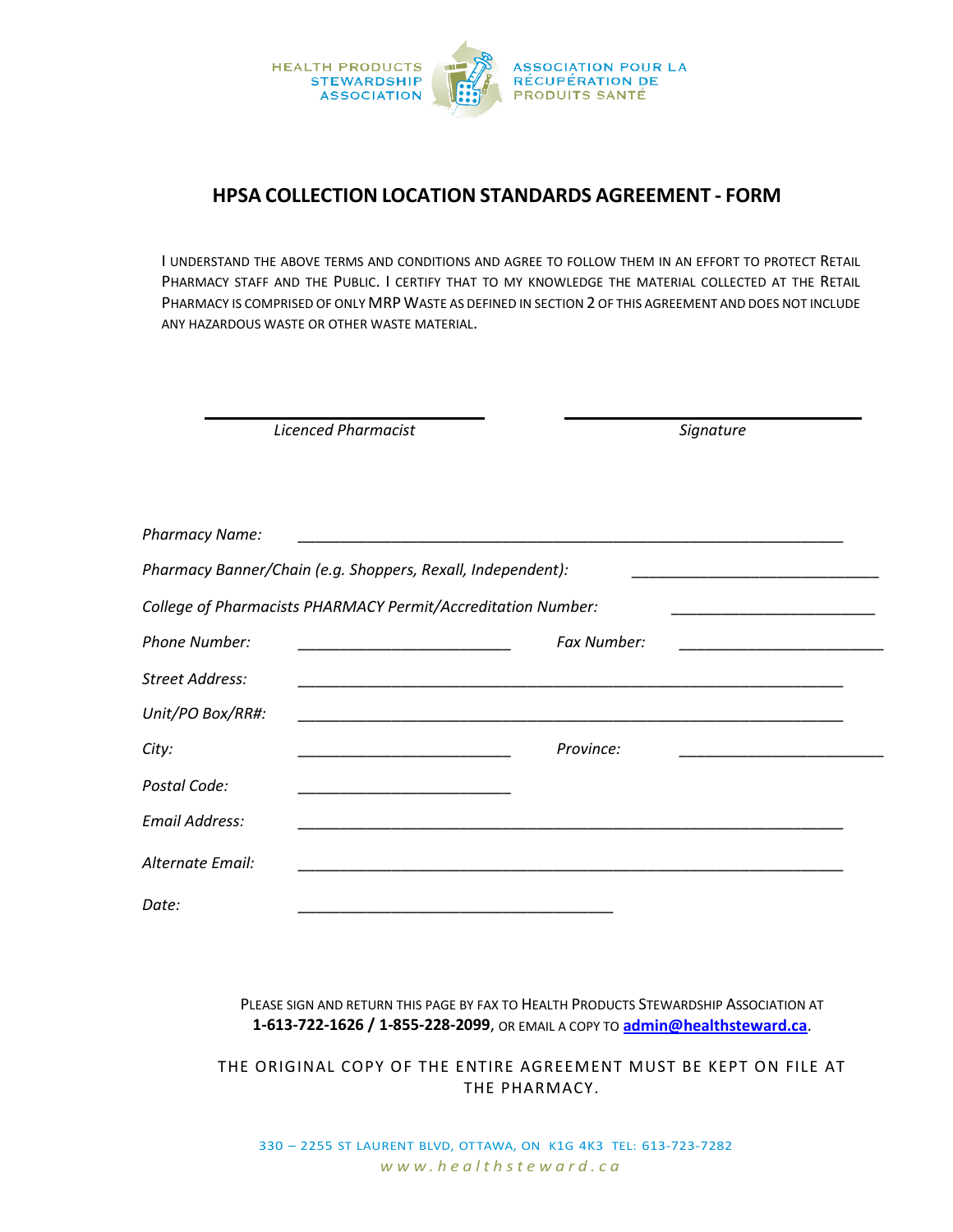HEALTH PRODUCTS STEWARDSHIP ASSOCIATION

ASSOCIATION POUR LA RÉCUPÉRATION DE PRODUITS SANTÉ

# HPSA COLLECTION LOCATION STANDARDS AGREEMENT - FORM

I UNDERSTAND THE ABOVE TERMS AND CONDITIONS AND AGREE TO FOLLOW THEM IN AN EFFORT TO PROTECT RETAIL PHARMACY STAFF AND THE PUBLIC. I CERTIFY THAT TO MY KNOWLEDGE THE MATERIAL COLLECTED AT THE RETAIL PHARMACY IS COMPRISED OF ONLY MRP WASTE AS DEFINED IN SECTION 2 OF THIS AGREEMENT AND DOES NOT INCLUDE ANY HAZARDOUS WASTE OR OTHER WASTE MATERIAL.

______________________________ ______________________________

*Licenced Pharmacist* *Signature*

*Pharmacy Name:* ____________________________________________

*Pharmacy Banner/Chain (e.g. Shoppers, Rexall, Independent):* ____________________________

*College of Pharmacists PHARMACY Permit/Accreditation Number:* ________________________

*Phone Number:* ________________________ *Fax Number:* ________________________

*Street Address:* ____________________________________________

*Unit/PO Box/RR#:* ____________________________________________

*City:* ________________________ *Province:* ________________________

*Postal Code:* ________________________

*Email Address:* ____________________________________________

*Alternate Email:* ____________________________________________

*Date:* ____________________________________

PLEASE SIGN AND RETURN THIS PAGE BY FAX TO HEALTH PRODUCTS STEWARDSHIP ASSOCIATION AT **1-613-722-1626 / 1-855-228-2099**, OR EMAIL A COPY TO **admin@healthsteward.ca**.

THE ORIGINAL COPY OF THE ENTIRE AGREEMENT MUST BE KEPT ON FILE AT THE PHARMACY.

330 – 2255 ST LAURENT BLVD, OTTAWA, ON K1G 4K3 TEL: 613-723-7282

*www.healthsteward.ca*